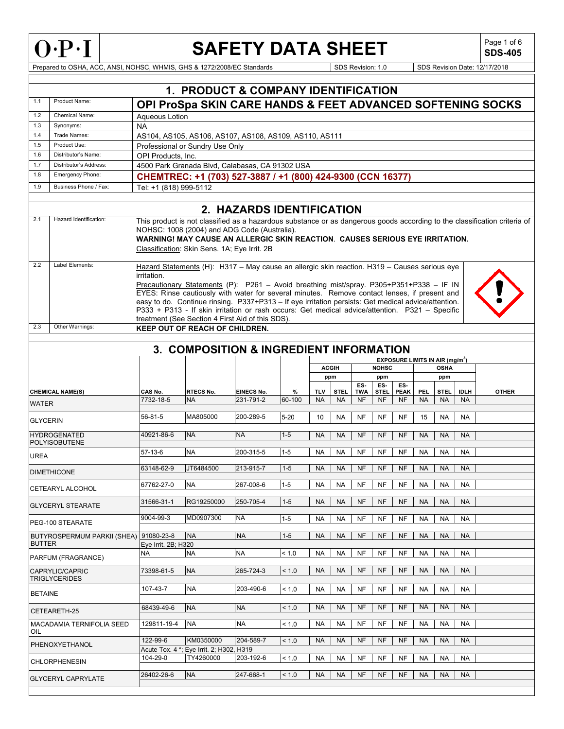# SAFETY DATA SHEET

**SDS-405**

Prepared to OSHA, ACC, ANSI, NOHSC, WHMIS, GHS & 1272/2008/EC Standards | SDS Revision: 1.0 | SDS Revision Date: 12/17/2018

## 1. PRODUCT & COMPANY IDENTIFICATION

| | | |
|---|---|---|
| 1.1 | Product Name: | **OPI ProSpa SKIN CARE HANDS & FEET ADVANCED SOFTENING SOCKS** |
| 1.2 | Chemical Name: | Aqueous Lotion |
| 1.3 | Synonyms: | NA |
| 1.4 | Trade Names: | AS104, AS105, AS106, AS107, AS108, AS109, AS110, AS111 |
| 1.5 | Product Use: | Professional or Sundry Use Only |
| 1.6 | Distributor's Name: | OPI Products, Inc. |
| 1.7 | Distributor's Address: | 4500 Park Granada Blvd, Calabasas, CA 91302 USA |
| 1.8 | Emergency Phone: | **CHEMTREC: +1 (703) 527-3887 / +1 (800) 424-9300 (CCN 16377)** |
| 1.9 | Business Phone / Fax: | Tel: +1 (818) 999-5112 |

## 2. HAZARDS IDENTIFICATION

| | | |
|---|---|---|
| 2.1 | Hazard Identification: | This product is not classified as a hazardous substance or as dangerous goods according to the classification criteria of NOHSC: 1008 (2004) and ADG Code (Australia). **WARNING! MAY CAUSE AN ALLERGIC SKIN REACTION. CAUSES SERIOUS EYE IRRITATION.** Classification: Skin Sens. 1A; Eye Irrit. 2B |
| 2.2 | Label Elements: | Hazard Statements (H): H317 – May cause an allergic skin reaction. H319 – Causes serious eye irritation. Precautionary Statements (P): P261 – Avoid breathing mist/spray. P305+P351+P338 – IF IN EYES: Rinse cautiously with water for several minutes. Remove contact lenses, if present and easy to do. Continue rinsing. P337+P313 – If eye irritation persists: Get medical advice/attention. P333 + P313 - If skin irritation or rash occurs: Get medical advice/attention. P321 – Specific treatment (See Section 4 First Aid of this SDS). |
| 2.3 | Other Warnings: | **KEEP OUT OF REACH OF CHILDREN.** |

## 3. COMPOSITION & INGREDIENT INFORMATION

| | | | | | EXPOSURE LIMITS IN AIR (mg/m$^3$) | | | | | | | | |
|---|---|---|---|---|---|---|---|---|---|---|---|---|---|
| | | | | | ACGIH | | NOHSC | | | OSHA | | | |
| | | | | | ppm | | ppm | | | ppm | | | |
| **CHEMICAL NAME(S)** | **CAS No.** | **RTECS No.** | **EINECS No.** | **%** | **TLV** | **STEL** | **ES-TWA** | **ES-STEL** | **ES-PEAK** | **PEL** | **STEL** | **IDLH** | **OTHER** |
| WATER | 7732-18-5 | NA | 231-791-2 | 60-100 | NA | NA | NF | NF | NF | NA | NA | NA | |
| GLYCERIN | 56-81-5 | MA805000 | 200-289-5 | 5-20 | 10 | NA | NF | NF | NF | 15 | NA | NA | |
| HYDROGENATED POLYISOBUTENE | 40921-86-6 | NA | NA | 1-5 | NA | NA | NF | NF | NF | NA | NA | NA | |
| UREA | 57-13-6 | NA | 200-315-5 | 1-5 | NA | NA | NF | NF | NF | NA | NA | NA | |
| DIMETHICONE | 63148-62-9 | JT6484500 | 213-915-7 | 1-5 | NA | NA | NF | NF | NF | NA | NA | NA | |
| CETEARYL ALCOHOL | 67762-27-0 | NA | 267-008-6 | 1-5 | NA | NA | NF | NF | NF | NA | NA | NA | |
| GLYCERYL STEARATE | 31566-31-1 | RG19250000 | 250-705-4 | 1-5 | NA | NA | NF | NF | NF | NA | NA | NA | |
| PEG-100 STEARATE | 9004-99-3 | MD0907300 | NA | 1-5 | NA | NA | NF | NF | NF | NA | NA | NA | |
| BUTYROSPERMUM PARKII (SHEA) BUTTER | 91080-23-8 | NA | NA | 1-5 | NA | NA | NF | NF | NF | NA | NA | NA | |
| | Eye Irrit. 2B; H320 | | | | | | | | | | | | |
| PARFUM (FRAGRANCE) | NA | NA | NA | < 1.0 | NA | NA | NF | NF | NF | NA | NA | NA | |
| CAPRYLIC/CAPRIC TRIGLYCERIDES | 73398-61-5 | NA | 265-724-3 | < 1.0 | NA | NA | NF | NF | NF | NA | NA | NA | |
| BETAINE | 107-43-7 | NA | 203-490-6 | < 1.0 | NA | NA | NF | NF | NF | NA | NA | NA | |
| CETEARETH-25 | 68439-49-6 | NA | NA | < 1.0 | NA | NA | NF | NF | NF | NA | NA | NA | |
| MACADAMIA TERNIFOLIA SEED OIL | 129811-19-4 | NA | NA | < 1.0 | NA | NA | NF | NF | NF | NA | NA | NA | |
| PHENOXYETHANOL | 122-99-6 | KM0350000 | 204-589-7 | < 1.0 | NA | NA | NF | NF | NF | NA | NA | NA | |
| | Acute Tox. 4 *; Eye Irrit. 2; H302, H319 | | | | | | | | | | | | |
| CHLORPHENESIN | 104-29-0 | TY4260000 | 203-192-6 | < 1.0 | NA | NA | NF | NF | NF | NA | NA | NA | |
| GLYCERYL CAPRYLATE | 26402-26-6 | NA | 247-668-1 | < 1.0 | NA | NA | NF | NF | NF | NA | NA | NA | |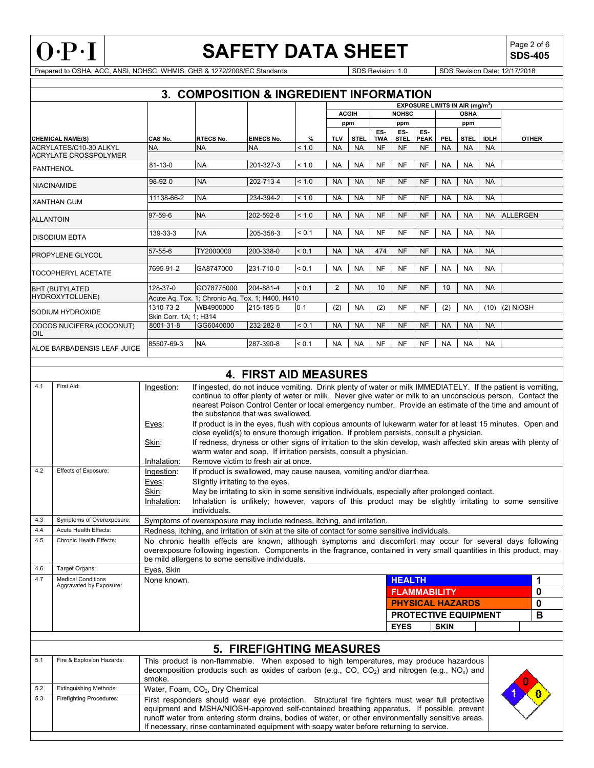## 3. COMPOSITION & INGREDIENT INFORMATION

| CHEMICAL NAME(S) | CAS No. | RTECS No. | EINECS No. | % | ACGIH ppm TLV | ACGIH ppm STEL | NOHSC ppm ES-TWA | NOHSC ppm ES-STEL | NOHSC ppm ES-PEAK | OSHA ppm PEL | OSHA ppm STEL | OSHA ppm IDLH | OTHER |
|---|---|---|---|---|---|---|---|---|---|---|---|---|---|
| ACRYLATES/C10-30 ALKYL ACRYLATE CROSSPOLYMER | NA | NA | NA | < 1.0 | NA | NA | NF | NF | NF | NA | NA | NA | |
| PANTHENOL | 81-13-0 | NA | 201-327-3 | < 1.0 | NA | NA | NF | NF | NF | NA | NA | NA | |
| NIACINAMIDE | 98-92-0 | NA | 202-713-4 | < 1.0 | NA | NA | NF | NF | NF | NA | NA | NA | |
| XANTHAN GUM | 11138-66-2 | NA | 234-394-2 | < 1.0 | NA | NA | NF | NF | NF | NA | NA | NA | |
| ALLANTOIN | 97-59-6 | NA | 202-592-8 | < 1.0 | NA | NA | NF | NF | NF | NA | NA | NA | ALLERGEN |
| DISODIUM EDTA | 139-33-3 | NA | 205-358-3 | < 0.1 | NA | NA | NF | NF | NF | NA | NA | NA | |
| PROPYLENE GLYCOL | 57-55-6 | TY2000000 | 200-338-0 | < 0.1 | NA | NA | 474 | NF | NF | NA | NA | NA | |
| TOCOPHERYL ACETATE | 7695-91-2 | GA8747000 | 231-710-0 | < 0.1 | NA | NA | NF | NF | NF | NA | NA | NA | |
| BHT (BUTYLATED HYDROXYTOLUENE) | 128-37-0 | GO78775000 | 204-881-4 | < 0.1 | 2 | NA | 10 | NF | NF | 10 | NA | NA | |
| | Acute Aq. Tox. 1; Chronic Aq. Tox. 1; H400, H410 | | | | | | | | | | | | |
| SODIUM HYDROXIDE | 1310-73-2 | WB4900000 | 215-185-5 | 0-1 | (2) | NA | (2) | NF | NF | (2) | NA | (10) | (2) NIOSH |
| | Skin Corr. 1A; 1; H314 | | | | | | | | | | | | |
| COCOS NUCIFERA (COCONUT) OIL | 8001-31-8 | GG6040000 | 232-282-8 | < 0.1 | NA | NA | NF | NF | NF | NA | NA | NA | |
| ALOE BARBADENSIS LEAF JUICE | 85507-69-3 | NA | 287-390-8 | < 0.1 | NA | NA | NF | NF | NF | NA | NA | NA | |

EXPOSURE LIMITS IN AIR ($mg/m^3$)

## 4. FIRST AID MEASURES

| | | |
|---|---|---|
| 4.1 | First Aid: | Ingestion: If ingested, do not induce vomiting. Drink plenty of water or milk IMMEDIATELY. If the patient is vomiting, continue to offer plenty of water or milk. Never give water or milk to an unconscious person. Contact the nearest Poison Control Center or local emergency number. Provide an estimate of the time and amount of the substance that was swallowed.<br>Eyes: If product is in the eyes, flush with copious amounts of lukewarm water for at least 15 minutes. Open and close eyelid(s) to ensure thorough irrigation. If problem persists, consult a physician.<br>Skin: If redness, dryness or other signs of irritation to the skin develop, wash affected skin areas with plenty of warm water and soap. If irritation persists, consult a physician.<br>Inhalation: Remove victim to fresh air at once. |
| 4.2 | Effects of Exposure: | Ingestion: If product is swallowed, may cause nausea, vomiting and/or diarrhea.<br>Eyes: Slightly irritating to the eyes.<br>Skin: May be irritating to skin in some sensitive individuals, especially after prolonged contact.<br>Inhalation: Inhalation is unlikely; however, vapors of this product may be slightly irritating to some sensitive individuals. |
| 4.3 | Symptoms of Overexposure: | Symptoms of overexposure may include redness, itching, and irritation. |
| 4.4 | Acute Health Effects: | Redness, itching, and irritation of skin at the site of contact for some sensitive individuals. |
| 4.5 | Chronic Health Effects: | No chronic health effects are known, although symptoms and discomfort may occur for several days following overexposure following ingestion. Components in the fragrance, contained in very small quantities in this product, may be mild allergens to some sensitive individuals. |
| 4.6 | Target Organs: | Eyes, Skin |
| 4.7 | Medical Conditions Aggravated by Exposure: | None known. |

| HMIS | |
|---|---|
| HEALTH | 1 |
| FLAMMABILITY | 0 |
| PHYSICAL HAZARDS | 0 |
| PROTECTIVE EQUIPMENT | B |
| EYES | SKIN |

## 5. FIREFIGHTING MEASURES

| | | |
|---|---|---|
| 5.1 | Fire & Explosion Hazards: | This product is non-flammable. When exposed to high temperatures, may produce hazardous decomposition products such as oxides of carbon (e.g., $CO$, $CO_2$) and nitrogen (e.g., $NO_x$) and smoke. |
| 5.2 | Extinguishing Methods: | Water, Foam, $CO_2$, Dry Chemical |
| 5.3 | Firefighting Procedures: | First responders should wear eye protection. Structural fire fighters must wear full protective equipment and MSHA/NIOSH-approved self-contained breathing apparatus. If possible, prevent runoff water from entering storm drains, bodies of water, or other environmentally sensitive areas. If necessary, rinse contaminated equipment with soapy water before returning to service. |

NFPA: Health 1, Flammability 0, Instability 0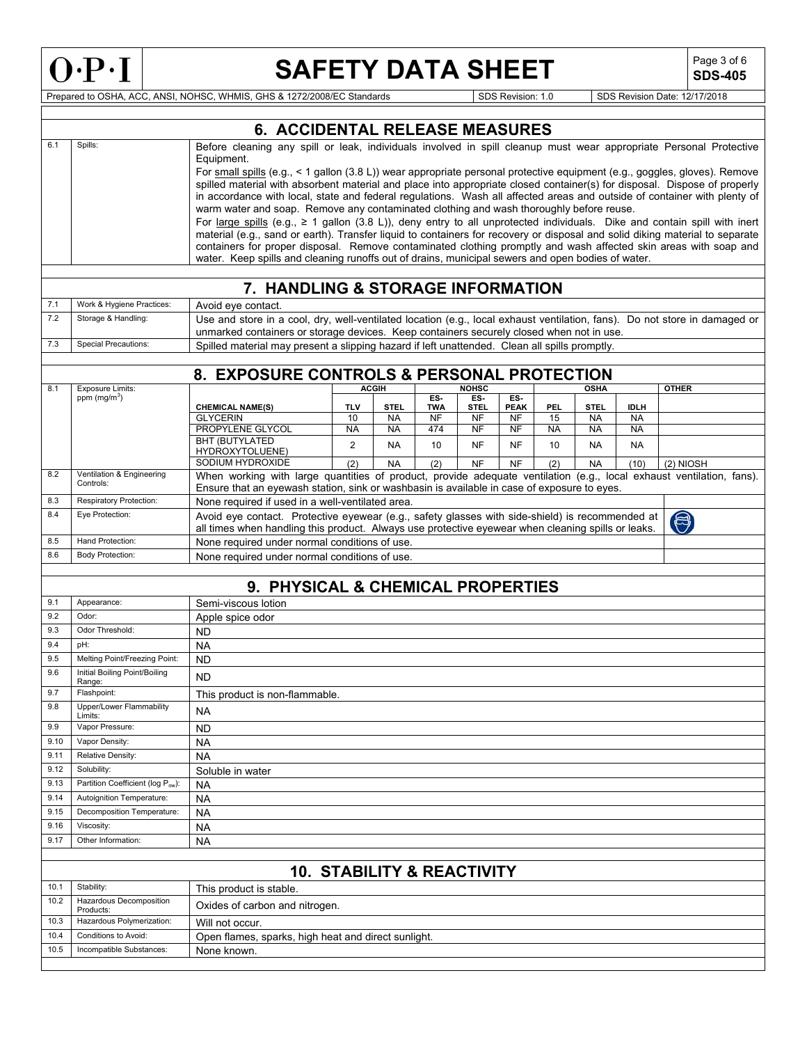## 6. ACCIDENTAL RELEASE MEASURES

| | | |
|---|---|---|
| 6.1 | Spills: | Before cleaning any spill or leak, individuals involved in spill cleanup must wear appropriate Personal Protective Equipment.<br>For small spills (e.g., < 1 gallon (3.8 L)) wear appropriate personal protective equipment (e.g., goggles, gloves). Remove spilled material with absorbent material and place into appropriate closed container(s) for disposal. Dispose of properly in accordance with local, state and federal regulations. Wash all affected areas and outside of container with plenty of warm water and soap. Remove any contaminated clothing and wash thoroughly before reuse.<br>For large spills (e.g., ≥ 1 gallon (3.8 L)), deny entry to all unprotected individuals. Dike and contain spill with inert material (e.g., sand or earth). Transfer liquid to containers for recovery or disposal and solid diking material to separate containers for proper disposal. Remove contaminated clothing promptly and wash affected skin areas with soap and water. Keep spills and cleaning runoffs out of drains, municipal sewers and open bodies of water. |

## 7. HANDLING & STORAGE INFORMATION

| | | |
|---|---|---|
| 7.1 | Work & Hygiene Practices: | Avoid eye contact. |
| 7.2 | Storage & Handling: | Use and store in a cool, dry, well-ventilated location (e.g., local exhaust ventilation, fans). Do not store in damaged or unmarked containers or storage devices. Keep containers securely closed when not in use. |
| 7.3 | Special Precautions: | Spilled material may present a slipping hazard if left unattended. Clean all spills promptly. |

## 8. EXPOSURE CONTROLS & PERSONAL PROTECTION

| | | | ACGIH | | NOHSC | | | OSHA | | | OTHER |
|---|---|---|---|---|---|---|---|---|---|---|---|
| 8.1 | Exposure Limits: ppm (mg/m$^3$) | CHEMICAL NAME(S) | TLV | STEL | ES-TWA | ES-STEL | ES-PEAK | PEL | STEL | IDLH | |
| | | GLYCERIN | 10 | NA | NF | NF | NF | 15 | NA | NA | |
| | | PROPYLENE GLYCOL | NA | NA | 474 | NF | NF | NA | NA | NA | |
| | | BHT (BUTYLATED HYDROXYTOLUENE) | 2 | NA | 10 | NF | NF | 10 | NA | NA | |
| | | SODIUM HYDROXIDE | (2) | NA | (2) | NF | NF | (2) | NA | (10) | (2) NIOSH |

| | | |
|---|---|---|
| 8.2 | Ventilation & Engineering Controls: | When working with large quantities of product, provide adequate ventilation (e.g., local exhaust ventilation, fans). Ensure that an eyewash station, sink or washbasin is available in case of exposure to eyes. |
| 8.3 | Respiratory Protection: | None required if used in a well-ventilated area. |
| 8.4 | Eye Protection: | Avoid eye contact. Protective eyewear (e.g., safety glasses with side-shield) is recommended at all times when handling this product. Always use protective eyewear when cleaning spills or leaks. |
| 8.5 | Hand Protection: | None required under normal conditions of use. |
| 8.6 | Body Protection: | None required under normal conditions of use. |

## 9. PHYSICAL & CHEMICAL PROPERTIES

| | | |
|---|---|---|
| 9.1 | Appearance: | Semi-viscous lotion |
| 9.2 | Odor: | Apple spice odor |
| 9.3 | Odor Threshold: | ND |
| 9.4 | pH: | NA |
| 9.5 | Melting Point/Freezing Point: | ND |
| 9.6 | Initial Boiling Point/Boiling Range: | ND |
| 9.7 | Flashpoint: | This product is non-flammable. |
| 9.8 | Upper/Lower Flammability Limits: | NA |
| 9.9 | Vapor Pressure: | ND |
| 9.10 | Vapor Density: | NA |
| 9.11 | Relative Density: | NA |
| 9.12 | Solubility: | Soluble in water |
| 9.13 | Partition Coefficient (log $P_{ow}$): | NA |
| 9.14 | Autoignition Temperature: | NA |
| 9.15 | Decomposition Temperature: | NA |
| 9.16 | Viscosity: | NA |
| 9.17 | Other Information: | NA |

## 10. STABILITY & REACTIVITY

| | | |
|---|---|---|
| 10.1 | Stability: | This product is stable. |
| 10.2 | Hazardous Decomposition Products: | Oxides of carbon and nitrogen. |
| 10.3 | Hazardous Polymerization: | Will not occur. |
| 10.4 | Conditions to Avoid: | Open flames, sparks, high heat and direct sunlight. |
| 10.5 | Incompatible Substances: | None known. |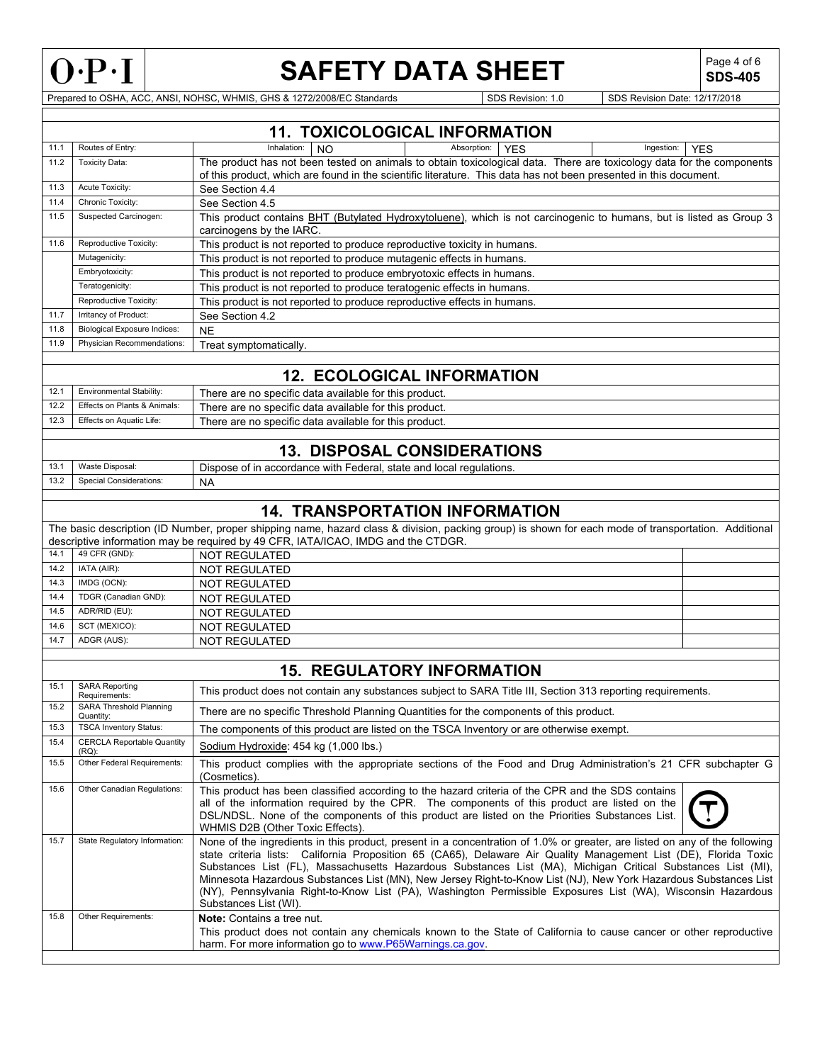## 11. TOXICOLOGICAL INFORMATION

| | | |
|---|---|---|
| 11.1 | Routes of Entry: | Inhalation: NO Absorption: YES Ingestion: YES |
| 11.2 | Toxicity Data: | The product has not been tested on animals to obtain toxicological data. There are toxicology data for the components of this product, which are found in the scientific literature. This data has not been presented in this document. |
| 11.3 | Acute Toxicity: | See Section 4.4 |
| 11.4 | Chronic Toxicity: | See Section 4.5 |
| 11.5 | Suspected Carcinogen: | This product contains BHT (Butylated Hydroxytoluene), which is not carcinogenic to humans, but is listed as Group 3 carcinogens by the IARC. |
| 11.6 | Reproductive Toxicity: | This product is not reported to produce reproductive toxicity in humans. |
| | Mutagenicity: | This product is not reported to produce mutagenic effects in humans. |
| | Embryotoxicity: | This product is not reported to produce embryotoxic effects in humans. |
| | Teratogenicity: | This product is not reported to produce teratogenic effects in humans. |
| | Reproductive Toxicity: | This product is not reported to produce reproductive effects in humans. |
| 11.7 | Irritancy of Product: | See Section 4.2 |
| 11.8 | Biological Exposure Indices: | NE |
| 11.9 | Physician Recommendations: | Treat symptomatically. |

## 12. ECOLOGICAL INFORMATION

| | | |
|---|---|---|
| 12.1 | Environmental Stability: | There are no specific data available for this product. |
| 12.2 | Effects on Plants & Animals: | There are no specific data available for this product. |
| 12.3 | Effects on Aquatic Life: | There are no specific data available for this product. |

## 13. DISPOSAL CONSIDERATIONS

| | | |
|---|---|---|
| 13.1 | Waste Disposal: | Dispose of in accordance with Federal, state and local regulations. |
| 13.2 | Special Considerations: | NA |

## 14. TRANSPORTATION INFORMATION

The basic description (ID Number, proper shipping name, hazard class & division, packing group) is shown for each mode of transportation. Additional descriptive information may be required by 49 CFR, IATA/ICAO, IMDG and the CTDGR.

| | | | |
|---|---|---|---|
| 14.1 | 49 CFR (GND): | NOT REGULATED | |
| 14.2 | IATA (AIR): | NOT REGULATED | |
| 14.3 | IMDG (OCN): | NOT REGULATED | |
| 14.4 | TDGR (Canadian GND): | NOT REGULATED | |
| 14.5 | ADR/RID (EU): | NOT REGULATED | |
| 14.6 | SCT (MEXICO): | NOT REGULATED | |
| 14.7 | ADGR (AUS): | NOT REGULATED | |

## 15. REGULATORY INFORMATION

| | | |
|---|---|---|
| 15.1 | SARA Reporting Requirements: | This product does not contain any substances subject to SARA Title III, Section 313 reporting requirements. |
| 15.2 | SARA Threshold Planning Quantity: | There are no specific Threshold Planning Quantities for the components of this product. |
| 15.3 | TSCA Inventory Status: | The components of this product are listed on the TSCA Inventory or are otherwise exempt. |
| 15.4 | CERCLA Reportable Quantity (RQ): | Sodium Hydroxide: 454 kg (1,000 lbs.) |
| 15.5 | Other Federal Requirements: | This product complies with the appropriate sections of the Food and Drug Administration's 21 CFR subchapter G (Cosmetics). |
| 15.6 | Other Canadian Regulations: | This product has been classified according to the hazard criteria of the CPR and the SDS contains all of the information required by the CPR. The components of this product are listed on the DSL/NDSL. None of the components of this product are listed on the Priorities Substances List. WHMIS D2B (Other Toxic Effects). |
| 15.7 | State Regulatory Information: | None of the ingredients in this product, present in a concentration of 1.0% or greater, are listed on any of the following state criteria lists: California Proposition 65 (CA65), Delaware Air Quality Management List (DE), Florida Toxic Substances List (FL), Massachusetts Hazardous Substances List (MA), Michigan Critical Substances List (MI), Minnesota Hazardous Substances List (MN), New Jersey Right-to-Know List (NJ), New York Hazardous Substances List (NY), Pennsylvania Right-to-Know List (PA), Washington Permissible Exposures List (WA), Wisconsin Hazardous Substances List (WI). |
| 15.8 | Other Requirements: | **Note:** Contains a tree nut. This product does not contain any chemicals known to the State of California to cause cancer or other reproductive harm. For more information go to www.P65Warnings.ca.gov. |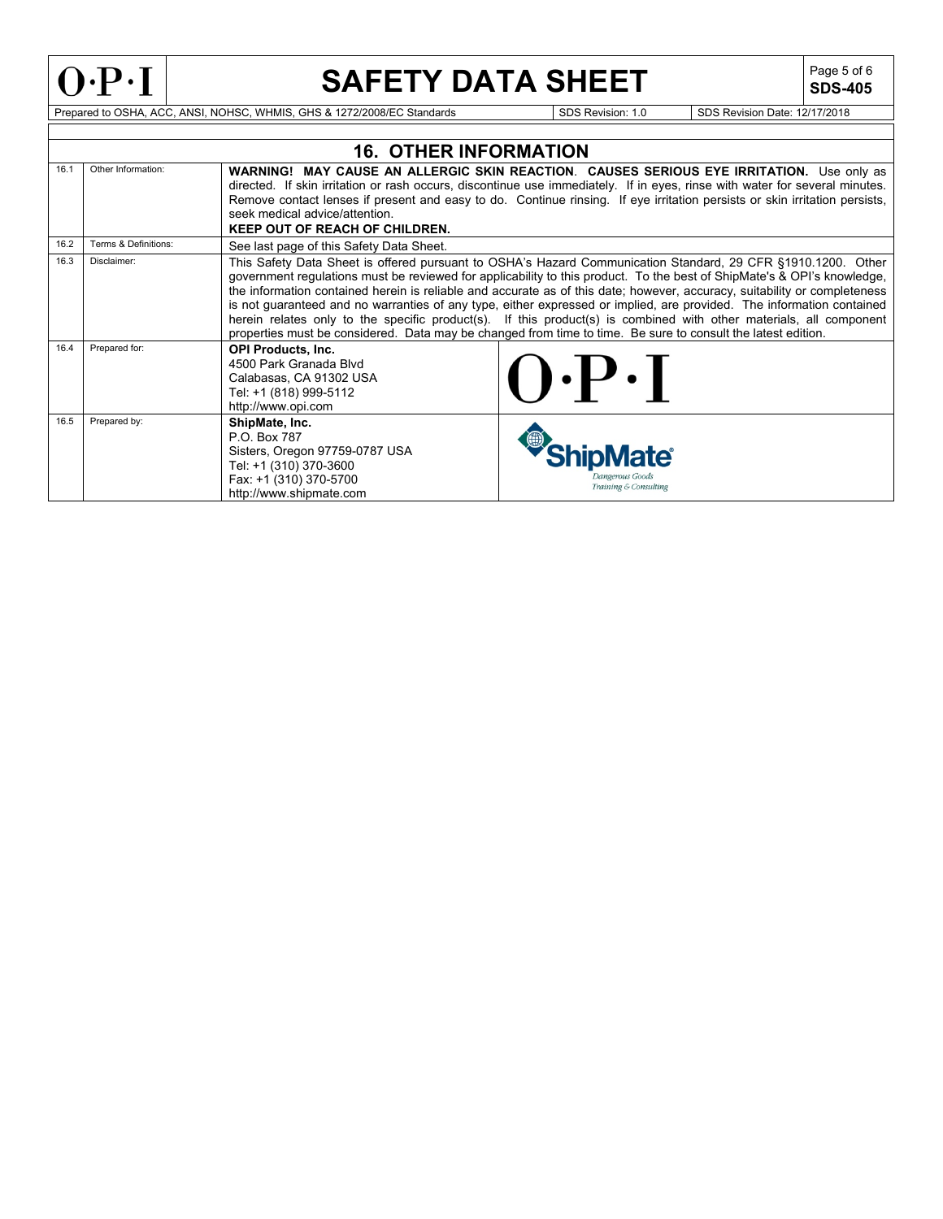## 16. OTHER INFORMATION

| | | |
|---|---|---|
| 16.1 | Other Information: | **WARNING! MAY CAUSE AN ALLERGIC SKIN REACTION. CAUSES SERIOUS EYE IRRITATION.** Use only as directed. If skin irritation or rash occurs, discontinue use immediately. If in eyes, rinse with water for several minutes. Remove contact lenses if present and easy to do. Continue rinsing. If eye irritation persists or skin irritation persists, seek medical advice/attention. **KEEP OUT OF REACH OF CHILDREN.** |
| 16.2 | Terms & Definitions: | See last page of this Safety Data Sheet. |
| 16.3 | Disclaimer: | This Safety Data Sheet is offered pursuant to OSHA's Hazard Communication Standard, 29 CFR §1910.1200. Other government regulations must be reviewed for applicability to this product. To the best of ShipMate's & OPI's knowledge, the information contained herein is reliable and accurate as of this date; however, accuracy, suitability or completeness is not guaranteed and no warranties of any type, either expressed or implied, are provided. The information contained herein relates only to the specific product(s). If this product(s) is combined with other materials, all component properties must be considered. Data may be changed from time to time. Be sure to consult the latest edition. |
| 16.4 | Prepared for: | **OPI Products, Inc.** 4500 Park Granada Blvd Calabasas, CA 91302 USA Tel: +1 (818) 999-5112 http://www.opi.com |
| 16.5 | Prepared by: | **ShipMate, Inc.** P.O. Box 787 Sisters, Oregon 97759-0787 USA Tel: +1 (310) 370-3600 Fax: +1 (310) 370-5700 http://www.shipmate.com |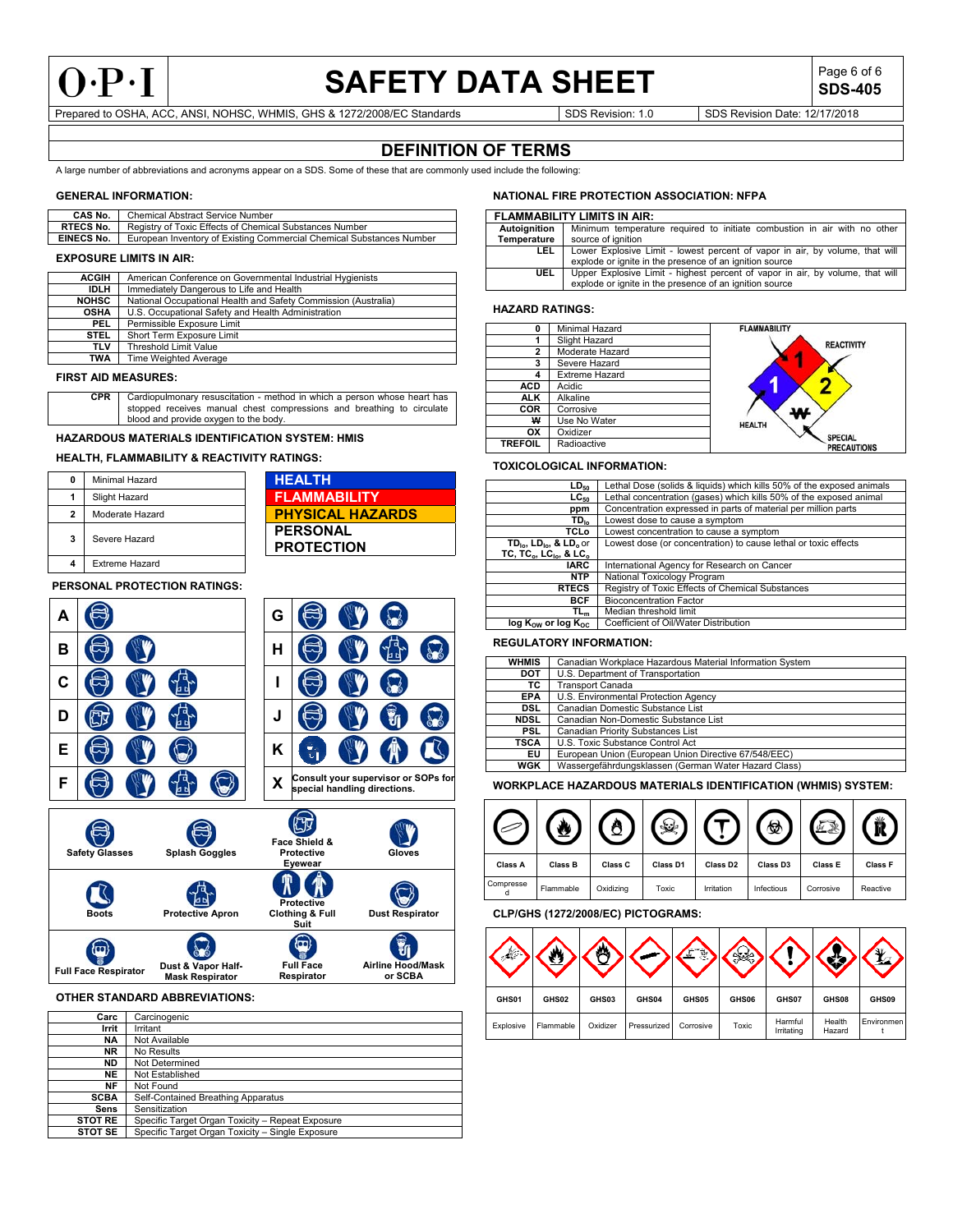# SAFETY DATA SHEET

**SDS-405**

Prepared to OSHA, ACC, ANSI, NOHSC, WHMIS, GHS & 1272/2008/EC Standards | SDS Revision: 1.0 | SDS Revision Date: 12/17/2018

## DEFINITION OF TERMS

A large number of abbreviations and acronyms appear on a SDS. Some of these that are commonly used include the following:

### GENERAL INFORMATION:

| | |
|---|---|
| **CAS No.** | Chemical Abstract Service Number |
| **RTECS No.** | Registry of Toxic Effects of Chemical Substances Number |
| **EINECS No.** | European Inventory of Existing Commercial Chemical Substances Number |

### EXPOSURE LIMITS IN AIR:

| | |
|---|---|
| **ACGIH** | American Conference on Governmental Industrial Hygienists |
| **IDLH** | Immediately Dangerous to Life and Health |
| **NOHSC** | National Occupational Health and Safety Commission (Australia) |
| **OSHA** | U.S. Occupational Safety and Health Administration |
| **PEL** | Permissible Exposure Limit |
| **STEL** | Short Term Exposure Limit |
| **TLV** | Threshold Limit Value |
| **TWA** | Time Weighted Average |

### FIRST AID MEASURES:

| | |
|---|---|
| **CPR** | Cardiopulmonary resuscitation - method in which a person whose heart has stopped receives manual chest compressions and breathing to circulate blood and provide oxygen to the body. |

### HAZARDOUS MATERIALS IDENTIFICATION SYSTEM: HMIS

### HEALTH, FLAMMABILITY & REACTIVITY RATINGS:

| | |
|---|---|
| **0** | Minimal Hazard |
| **1** | Slight Hazard |
| **2** | Moderate Hazard |
| **3** | Severe Hazard |
| **4** | Extreme Hazard |

HEALTH
FLAMMABILITY
PHYSICAL HAZARDS
PERSONAL PROTECTION

### PERSONAL PROTECTION RATINGS:

A
B
C
D
E
F
G
H
I
J
K
X Consult your supervisor or SOPs for special handling directions.

Safety Glasses
Splash Goggles
Face Shield & Protective Eyewear
Gloves
Boots
Protective Apron
Protective Clothing & Full Suit
Dust Respirator
Full Face Respirator
Dust & Vapor Half-Mask Respirator
Full Face Respirator
Airline Hood/Mask or SCBA

### OTHER STANDARD ABBREVIATIONS:

| | |
|---|---|
| **Carc** | Carcinogenic |
| **Irrit** | Irritant |
| **NA** | Not Available |
| **NR** | No Results |
| **ND** | Not Determined |
| **NE** | Not Established |
| **NF** | Not Found |
| **SCBA** | Self-Contained Breathing Apparatus |
| **Sens** | Sensitization |
| **STOT RE** | Specific Target Organ Toxicity – Repeat Exposure |
| **STOT SE** | Specific Target Organ Toxicity – Single Exposure |

### NATIONAL FIRE PROTECTION ASSOCIATION: NFPA

| FLAMMABILITY LIMITS IN AIR: | |
|---|---|
| **Autoignition Temperature** | Minimum temperature required to initiate combustion in air with no other source of ignition |
| **LEL** | Lower Explosive Limit - lowest percent of vapor in air, by volume, that will explode or ignite in the presence of an ignition source |
| **UEL** | Upper Explosive Limit - highest percent of vapor in air, by volume, that will explode or ignite in the presence of an ignition source |

### HAZARD RATINGS:

| | |
|---|---|
| **0** | Minimal Hazard |
| **1** | Slight Hazard |
| **2** | Moderate Hazard |
| **3** | Severe Hazard |
| **4** | Extreme Hazard |
| **ACD** | Acidic |
| **ALK** | Alkaline |
| **COR** | Corrosive |
| **W** | Use No Water |
| **OX** | Oxidizer |
| **TREFOIL** | Radioactive |

FLAMMABILITY
REACTIVITY
HEALTH
SPECIAL PRECAUTIONS
1
1
2
W

### TOXICOLOGICAL INFORMATION:

| | |
|---|---|
| **$LD_{50}$** | Lethal Dose (solids & liquids) which kills 50% of the exposed animals |
| **$LC_{50}$** | Lethal concentration (gases) which kills 50% of the exposed animal |
| **ppm** | Concentration expressed in parts of material per million parts |
| **$TD_{lo}$** | Lowest dose to cause a symptom |
| **TCLo** | Lowest concentration to cause a symptom |
| **$TD_{lo}$, $LD_{lo}$, & $LD_o$ or TC, $TC_o$, $LC_{lo}$, & $LC_o$** | Lowest dose (or concentration) to cause lethal or toxic effects |
| **IARC** | International Agency for Research on Cancer |
| **NTP** | National Toxicology Program |
| **RTECS** | Registry of Toxic Effects of Chemical Substances |
| **BCF** | Bioconcentration Factor |
| **$TL_m$** | Median threshold limit |
| **log $K_{OW}$ or log $K_{OC}$** | Coefficient of Oil/Water Distribution |

### REGULATORY INFORMATION:

| | |
|---|---|
| **WHMIS** | Canadian Workplace Hazardous Material Information System |
| **DOT** | U.S. Department of Transportation |
| **TC** | Transport Canada |
| **EPA** | U.S. Environmental Protection Agency |
| **DSL** | Canadian Domestic Substance List |
| **NDSL** | Canadian Non-Domestic Substance List |
| **PSL** | Canadian Priority Substances List |
| **TSCA** | U.S. Toxic Substance Control Act |
| **EU** | European Union (European Union Directive 67/548/EEC) |
| **WGK** | Wassergefährdungsklassen (German Water Hazard Class) |

### WORKPLACE HAZARDOUS MATERIALS IDENTIFICATION (WHMIS) SYSTEM:

| Class A | Class B | Class C | Class D1 | Class D2 | Class D3 | Class E | Class F |
|---|---|---|---|---|---|---|---|
| Compressed | Flammable | Oxidizing | Toxic | Irritation | Infectious | Corrosive | Reactive |

### CLP/GHS (1272/2008/EC) PICTOGRAMS:

| GHS01 | GHS02 | GHS03 | GHS04 | GHS05 | GHS06 | GHS07 | GHS08 | GHS09 |
|---|---|---|---|---|---|---|---|---|
| Explosive | Flammable | Oxidizer | Pressurized | Corrosive | Toxic | Harmful Irritating | Health Hazard | Environment |